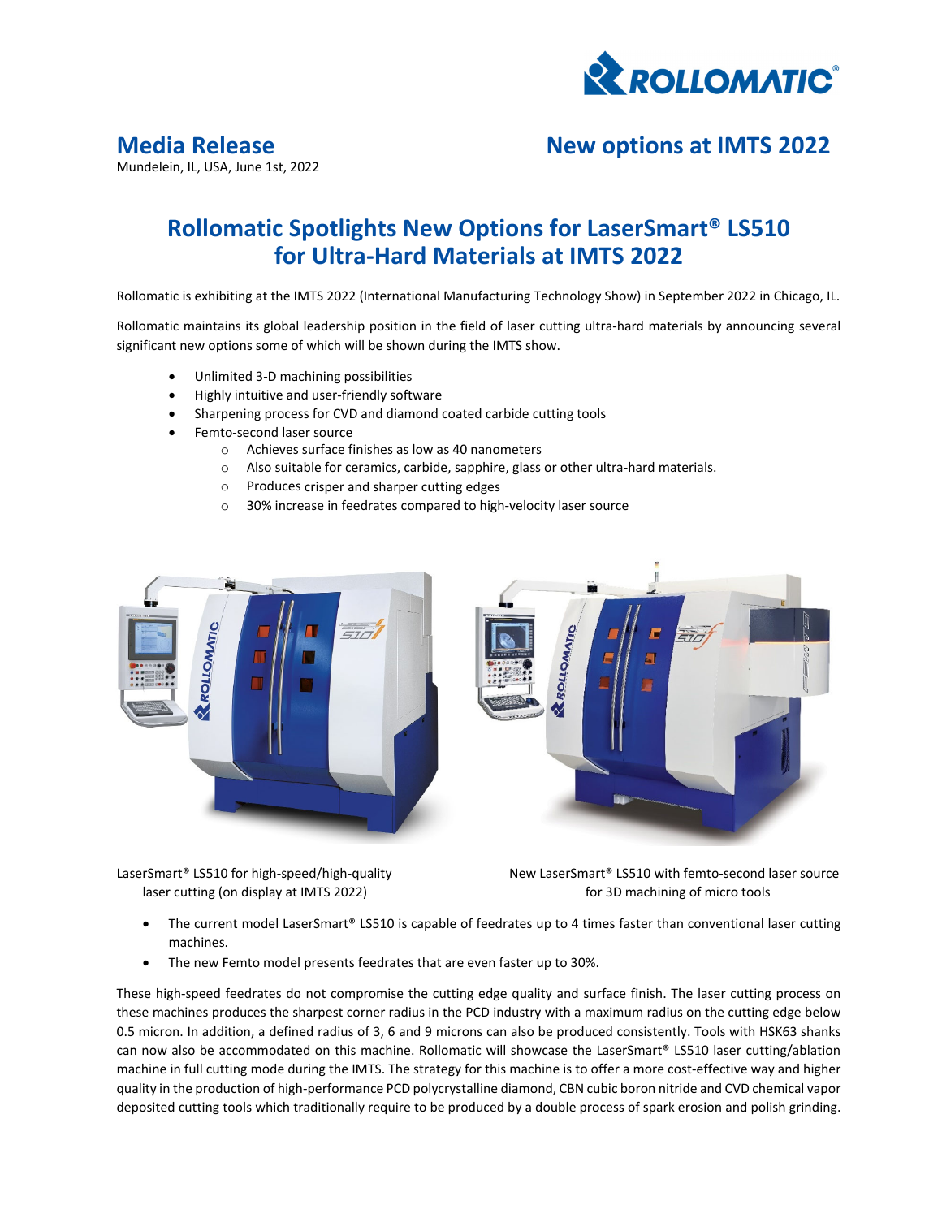# Media Release

Mundelein, IL, USA, June 1st, 2022

## New options at IMTS 2022

# Rollomatic Spotlights New Options for LaserSmart® LS510 for Ultra-Hard Materials at IMTS 2022

Rollomatic is exhibiting at the IMTS 2022 (International Manufacturing Technology Show) in September 2022 in Chicago, IL.

Rollomatic maintains its global leadership position in the field of laser cutting ultra-hard materials by announcing several significant new options some of which will be shown during the IMTS show.

- Unlimited 3-D machining possibilities
- Highly intuitive and user-friendly software
- Sharpening process for CVD and diamond coated carbide cutting tools
- Femto-second laser source
  - Achieves surface finishes as low as 40 nanometers
  - Also suitable for ceramics, carbide, sapphire, glass or other ultra-hard materials.
  - Produces crisper and sharper cutting edges
  - 30% increase in feedrates compared to high-velocity laser source

LaserSmart® LS510 for high-speed/high-quality laser cutting (on display at IMTS 2022)

New LaserSmart® LS510 with femto-second laser source for 3D machining of micro tools

- The current model LaserSmart® LS510 is capable of feedrates up to 4 times faster than conventional laser cutting machines.
- The new Femto model presents feedrates that are even faster up to 30%.

These high-speed feedrates do not compromise the cutting edge quality and surface finish. The laser cutting process on these machines produces the sharpest corner radius in the PCD industry with a maximum radius on the cutting edge below 0.5 micron. In addition, a defined radius of 3, 6 and 9 microns can also be produced consistently. Tools with HSK63 shanks can now also be accommodated on this machine. Rollomatic will showcase the LaserSmart® LS510 laser cutting/ablation machine in full cutting mode during the IMTS. The strategy for this machine is to offer a more cost-effective way and higher quality in the production of high-performance PCD polycrystalline diamond, CBN cubic boron nitride and CVD chemical vapor deposited cutting tools which traditionally require to be produced by a double process of spark erosion and polish grinding.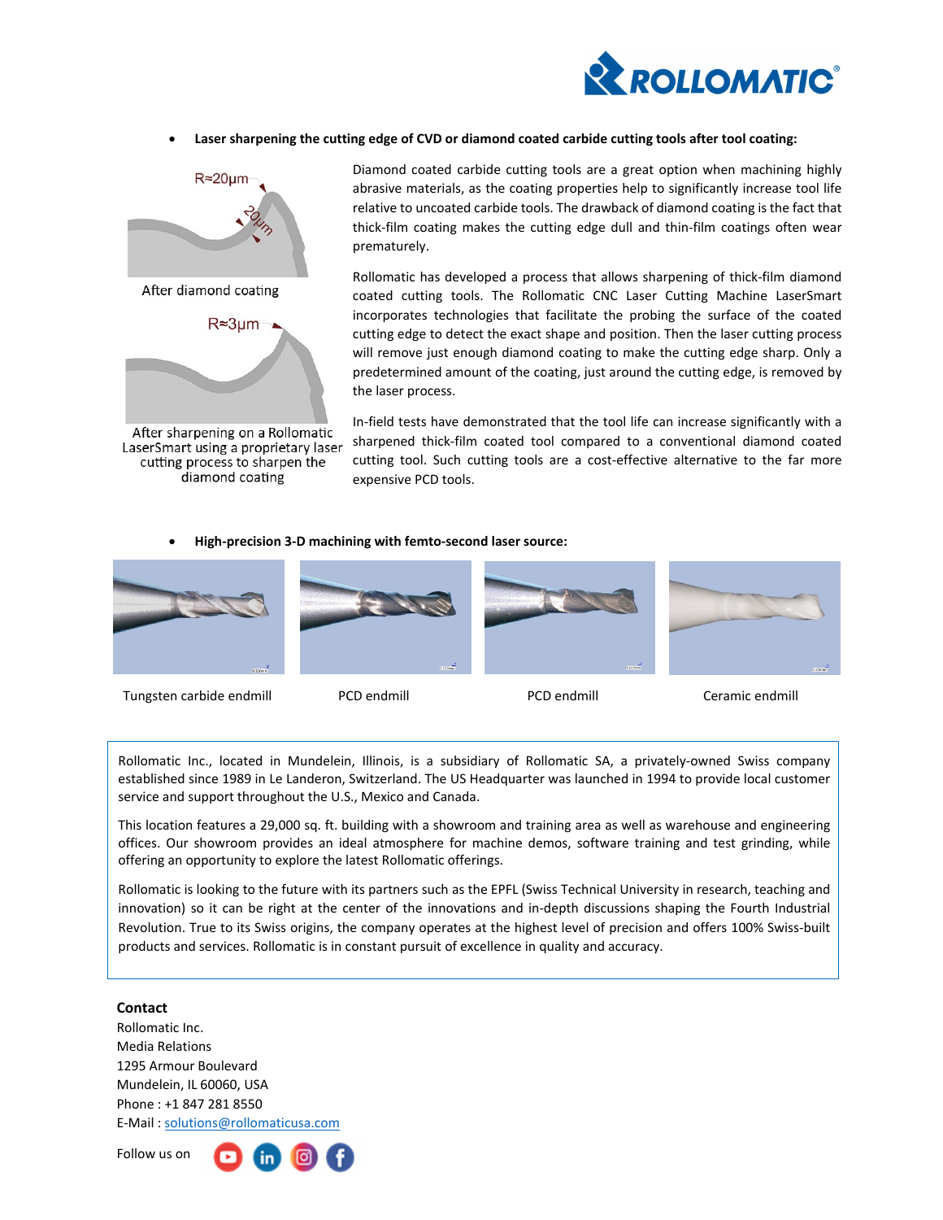- **Laser sharpening the cutting edge of CVD or diamond coated carbide cutting tools after tool coating:**

R≈20µm

20µm

After diamond coating

R≈3µm

After sharpening on a Rollomatic LaserSmart using a proprietary laser cutting process to sharpen the diamond coating

Diamond coated carbide cutting tools are a great option when machining highly abrasive materials, as the coating properties help to significantly increase tool life relative to uncoated carbide tools. The drawback of diamond coating is the fact that thick-film coating makes the cutting edge dull and thin-film coatings often wear prematurely.

Rollomatic has developed a process that allows sharpening of thick-film diamond coated cutting tools. The Rollomatic CNC Laser Cutting Machine LaserSmart incorporates technologies that facilitate the probing the surface of the coated cutting edge to detect the exact shape and position. Then the laser cutting process will remove just enough diamond coating to make the cutting edge sharp. Only a predetermined amount of the coating, just around the cutting edge, is removed by the laser process.

In-field tests have demonstrated that the tool life can increase significantly with a sharpened thick-film coated tool compared to a conventional diamond coated cutting tool. Such cutting tools are a cost-effective alternative to the far more expensive PCD tools.

- **High-precision 3-D machining with femto-second laser source:**

Tungsten carbide endmill

PCD endmill

PCD endmill

Ceramic endmill

Rollomatic Inc., located in Mundelein, Illinois, is a subsidiary of Rollomatic SA, a privately-owned Swiss company established since 1989 in Le Landeron, Switzerland. The US Headquarter was launched in 1994 to provide local customer service and support throughout the U.S., Mexico and Canada.

This location features a 29,000 sq. ft. building with a showroom and training area as well as warehouse and engineering offices. Our showroom provides an ideal atmosphere for machine demos, software training and test grinding, while offering an opportunity to explore the latest Rollomatic offerings.

Rollomatic is looking to the future with its partners such as the EPFL (Swiss Technical University in research, teaching and innovation) so it can be right at the center of the innovations and in-depth discussions shaping the Fourth Industrial Revolution. True to its Swiss origins, the company operates at the highest level of precision and offers 100% Swiss-built products and services. Rollomatic is in constant pursuit of excellence in quality and accuracy.

**Contact**

Rollomatic Inc.
Media Relations
1295 Armour Boulevard
Mundelein, IL 60060, USA
Phone : +1 847 281 8550
E-Mail : solutions@rollomaticusa.com

Follow us on